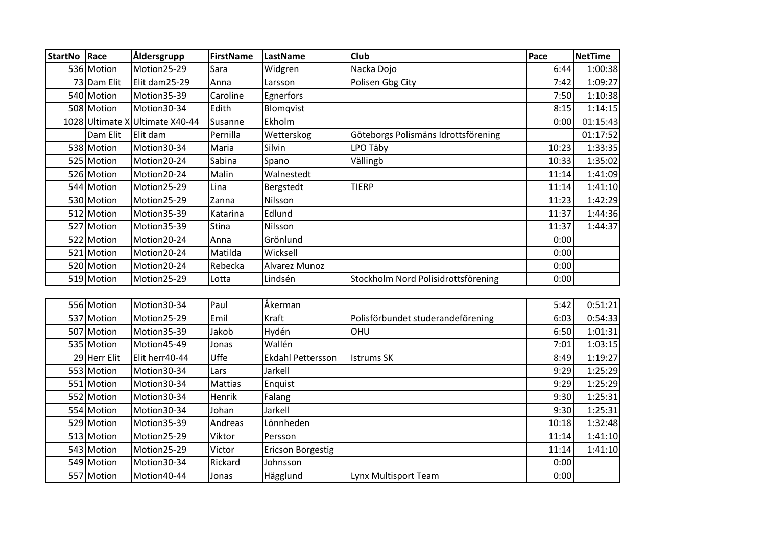| StartNo | Race | Åldersgrupp | FirstName | LastName | Club | Pace | NetTime |
|---|---|---|---|---|---|---|---|
| 536 | Motion | Motion25-29 | Sara | Widgren | Nacka Dojo | 6:44 | 1:00:38 |
| 73 | Dam Elit | Elit dam25-29 | Anna | Larsson | Polisen Gbg City | 7:42 | 1:09:27 |
| 540 | Motion | Motion35-39 | Caroline | Egnerfors | | 7:50 | 1:10:38 |
| 508 | Motion | Motion30-34 | Edith | Blomqvist | | 8:15 | 1:14:15 |
| 1028 | Ultimate X | Ultimate X40-44 | Susanne | Ekholm | | 0:00 | 01:15:43 |
| | Dam Elit | Elit dam | Pernilla | Wetterskog | Göteborgs Polismäns Idrottsförening | | 01:17:52 |
| 538 | Motion | Motion30-34 | Maria | Silvin | LPO Täby | 10:23 | 1:33:35 |
| 525 | Motion | Motion20-24 | Sabina | Spano | Vällingb | 10:33 | 1:35:02 |
| 526 | Motion | Motion20-24 | Malin | Walnestedt | | 11:14 | 1:41:09 |
| 544 | Motion | Motion25-29 | Lina | Bergstedt | TIERP | 11:14 | 1:41:10 |
| 530 | Motion | Motion25-29 | Zanna | Nilsson | | 11:23 | 1:42:29 |
| 512 | Motion | Motion35-39 | Katarina | Edlund | | 11:37 | 1:44:36 |
| 527 | Motion | Motion35-39 | Stina | Nilsson | | 11:37 | 1:44:37 |
| 522 | Motion | Motion20-24 | Anna | Grönlund | | 0:00 | |
| 521 | Motion | Motion20-24 | Matilda | Wicksell | | 0:00 | |
| 520 | Motion | Motion20-24 | Rebecka | Alvarez Munoz | | 0:00 | |
| 519 | Motion | Motion25-29 | Lotta | Lindsén | Stockholm Nord Polisidrottsförening | 0:00 | |

| | | | | | | | |
|---|---|---|---|---|---|---|---|
| 556 | Motion | Motion30-34 | Paul | Åkerman | | 5:42 | 0:51:21 |
| 537 | Motion | Motion25-29 | Emil | Kraft | Polisförbundet studerandeförening | 6:03 | 0:54:33 |
| 507 | Motion | Motion35-39 | Jakob | Hydén | OHU | 6:50 | 1:01:31 |
| 535 | Motion | Motion45-49 | Jonas | Wallén | | 7:01 | 1:03:15 |
| 29 | Herr Elit | Elit herr40-44 | Uffe | Ekdahl Pettersson | Istrums SK | 8:49 | 1:19:27 |
| 553 | Motion | Motion30-34 | Lars | Jarkell | | 9:29 | 1:25:29 |
| 551 | Motion | Motion30-34 | Mattias | Enquist | | 9:29 | 1:25:29 |
| 552 | Motion | Motion30-34 | Henrik | Falang | | 9:30 | 1:25:31 |
| 554 | Motion | Motion30-34 | Johan | Jarkell | | 9:30 | 1:25:31 |
| 529 | Motion | Motion35-39 | Andreas | Lönnheden | | 10:18 | 1:32:48 |
| 513 | Motion | Motion25-29 | Viktor | Persson | | 11:14 | 1:41:10 |
| 543 | Motion | Motion25-29 | Victor | Ericson Borgestig | | 11:14 | 1:41:10 |
| 549 | Motion | Motion30-34 | Rickard | Johnsson | | 0:00 | |
| 557 | Motion | Motion40-44 | Jonas | Hägglund | Lynx Multisport Team | 0:00 | |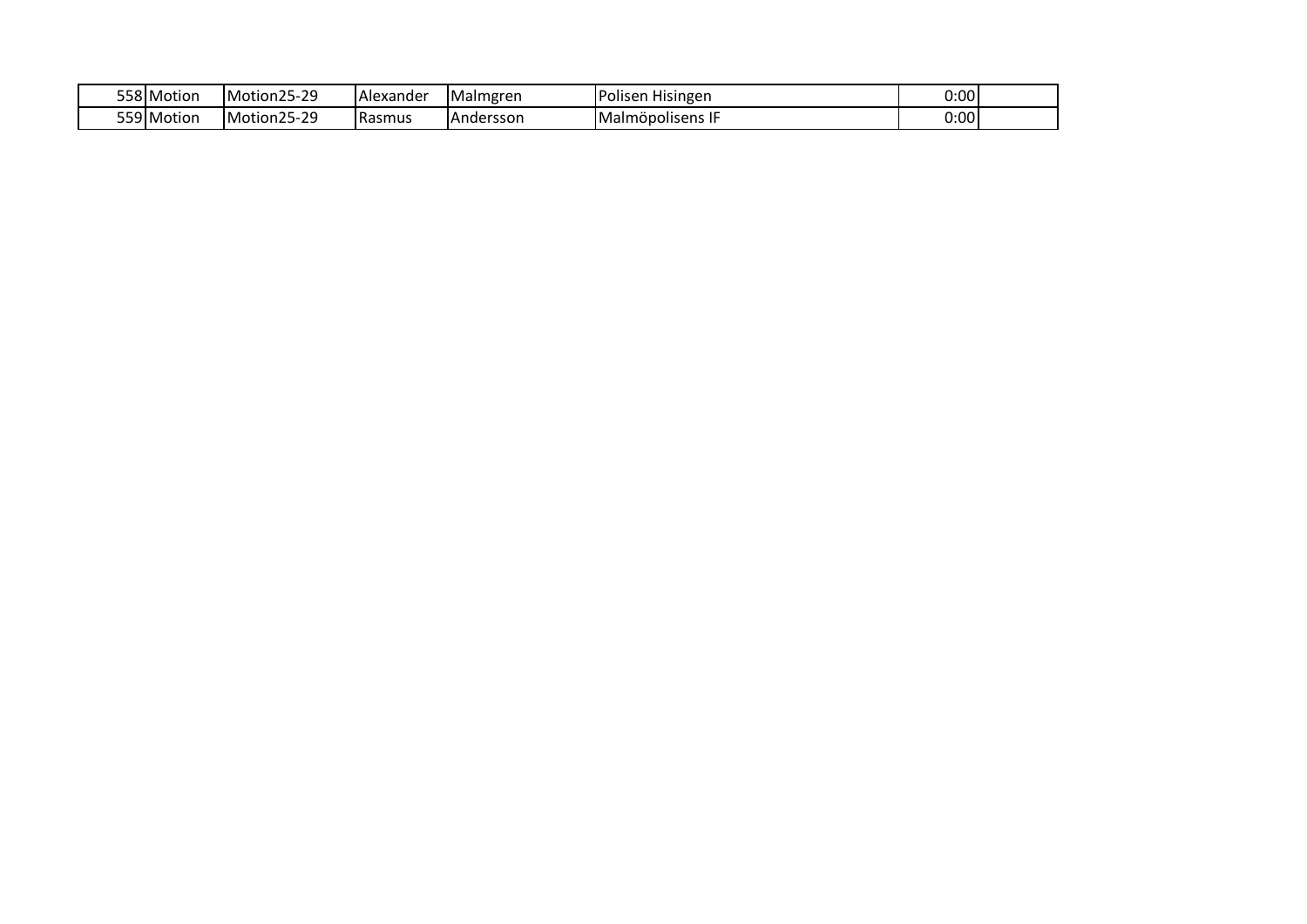| | | | | | | | |
|---|---|---|---|---|---|---|---|
| 558 | Motion | Motion25-29 | Alexander | Malmgren | Polisen Hisingen | 0:00 | |
| 559 | Motion | Motion25-29 | Rasmus | Andersson | Malmöpolisens IF | 0:00 | |